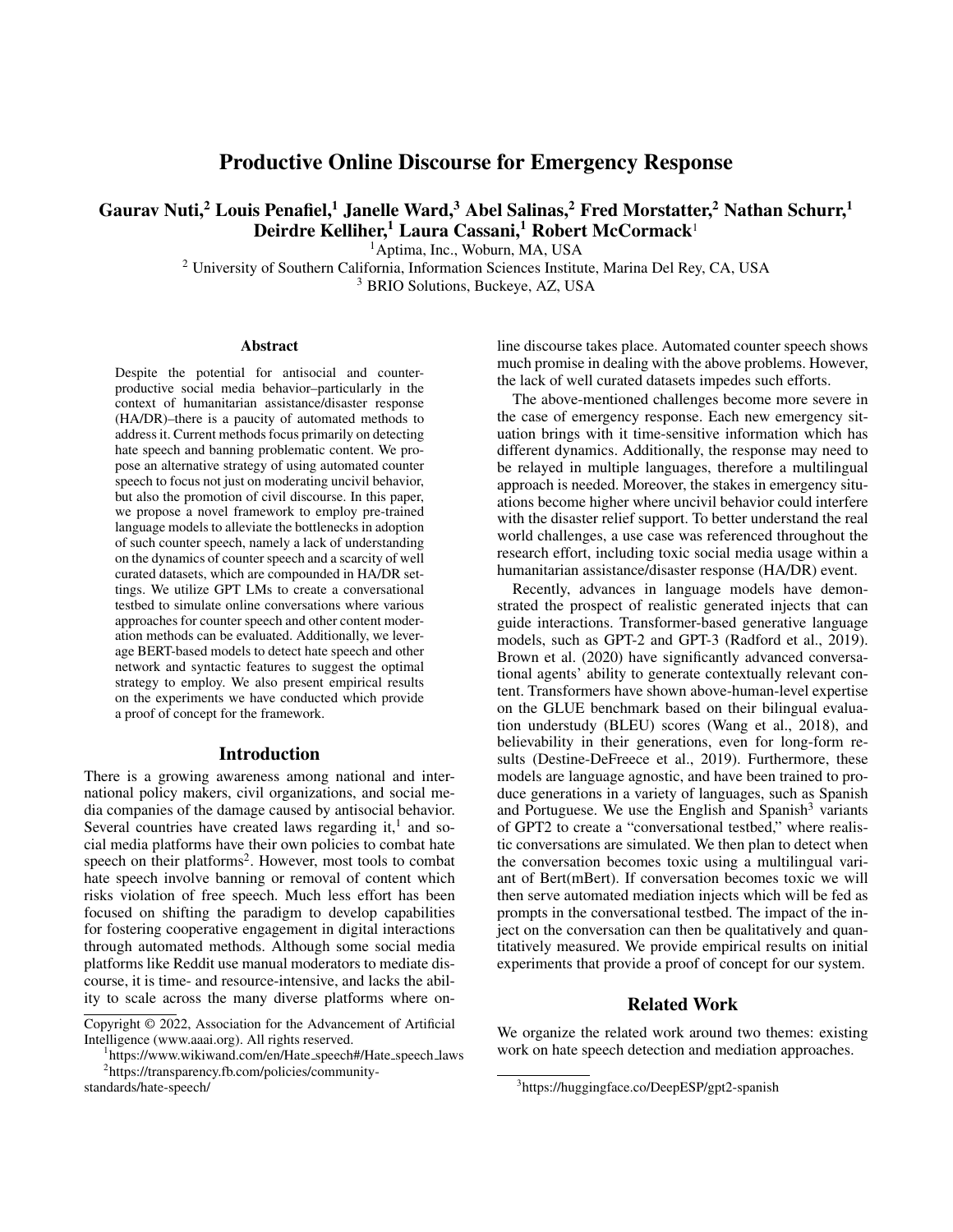# Productive Online Discourse for Emergency Response

**Gaurav Nuti,[2] Louis Penafiel,[1] Janelle Ward,[3] Abel Salinas,[2] Fred Morstatter,[2] Nathan Schurr,[1] Deirdre Kelliher,[1] Laura Cassani,[1] Robert McCormack[1]**

[1]Aptima, Inc., Woburn, MA, USA
[2] University of Southern California, Information Sciences Institute, Marina Del Rey, CA, USA
[3] BRIO Solutions, Buckeye, AZ, USA

## Abstract

Despite the potential for antisocial and counter-productive social media behavior–particularly in the context of humanitarian assistance/disaster response (HA/DR)–there is a paucity of automated methods to address it. Current methods focus primarily on detecting hate speech and banning problematic content. We propose an alternative strategy of using automated counter speech to focus not just on moderating uncivil behavior, but also the promotion of civil discourse. In this paper, we propose a novel framework to employ pre-trained language models to alleviate the bottlenecks in adoption of such counter speech, namely a lack of understanding on the dynamics of counter speech and a scarcity of well curated datasets, which are compounded in HA/DR settings. We utilize GPT LMs to create a conversational testbed to simulate online conversations where various approaches for counter speech and other content moderation methods can be evaluated. Additionally, we leverage BERT-based models to detect hate speech and other network and syntactic features to suggest the optimal strategy to employ. We also present empirical results on the experiments we have conducted which provide a proof of concept for the framework.

## Introduction

There is a growing awareness among national and international policy makers, civil organizations, and social media companies of the damage caused by antisocial behavior. Several countries have created laws regarding it,[1] and social media platforms have their own policies to combat hate speech on their platforms[2]. However, most tools to combat hate speech involve banning or removal of content which risks violation of free speech. Much less effort has been focused on shifting the paradigm to develop capabilities for fostering cooperative engagement in digital interactions through automated methods. Although some social media platforms like Reddit use manual moderators to mediate discourse, it is time- and resource-intensive, and lacks the ability to scale across the many diverse platforms where online discourse takes place. Automated counter speech shows much promise in dealing with the above problems. However, the lack of well curated datasets impedes such efforts.

The above-mentioned challenges become more severe in the case of emergency response. Each new emergency situation brings with it time-sensitive information which has different dynamics. Additionally, the response may need to be relayed in multiple languages, therefore a multilingual approach is needed. Moreover, the stakes in emergency situations become higher where uncivil behavior could interfere with the disaster relief support. To better understand the real world challenges, a use case was referenced throughout the research effort, including toxic social media usage within a humanitarian assistance/disaster response (HA/DR) event.

Recently, advances in language models have demonstrated the prospect of realistic generated injects that can guide interactions. Transformer-based generative language models, such as GPT-2 and GPT-3 (Radford et al., 2019). Brown et al. (2020) have significantly advanced conversational agents' ability to generate contextually relevant content. Transformers have shown above-human-level expertise on the GLUE benchmark based on their bilingual evaluation understudy (BLEU) scores (Wang et al., 2018), and believability in their generations, even for long-form results (Destine-DeFreece et al., 2019). Furthermore, these models are language agnostic, and have been trained to produce generations in a variety of languages, such as Spanish and Portuguese. We use the English and Spanish[3] variants of GPT2 to create a "conversational testbed," where realistic conversations are simulated. We then plan to detect when the conversation becomes toxic using a multilingual variant of Bert(mBert). If conversation becomes toxic we will then serve automated mediation injects which will be fed as prompts in the conversational testbed. The impact of the inject on the conversation can then be qualitatively and quantitatively measured. We provide empirical results on initial experiments that provide a proof of concept for our system.

## Related Work

We organize the related work around two themes: existing work on hate speech detection and mediation approaches.

---

Copyright © 2022, Association for the Advancement of Artificial Intelligence (www.aaai.org). All rights reserved.

[1]https://www.wikiwand.com/en/Hate_speech#/Hate_speech_laws

[2]https://transparency.fb.com/policies/community-standards/hate-speech/

[3]https://huggingface.co/DeepESP/gpt2-spanish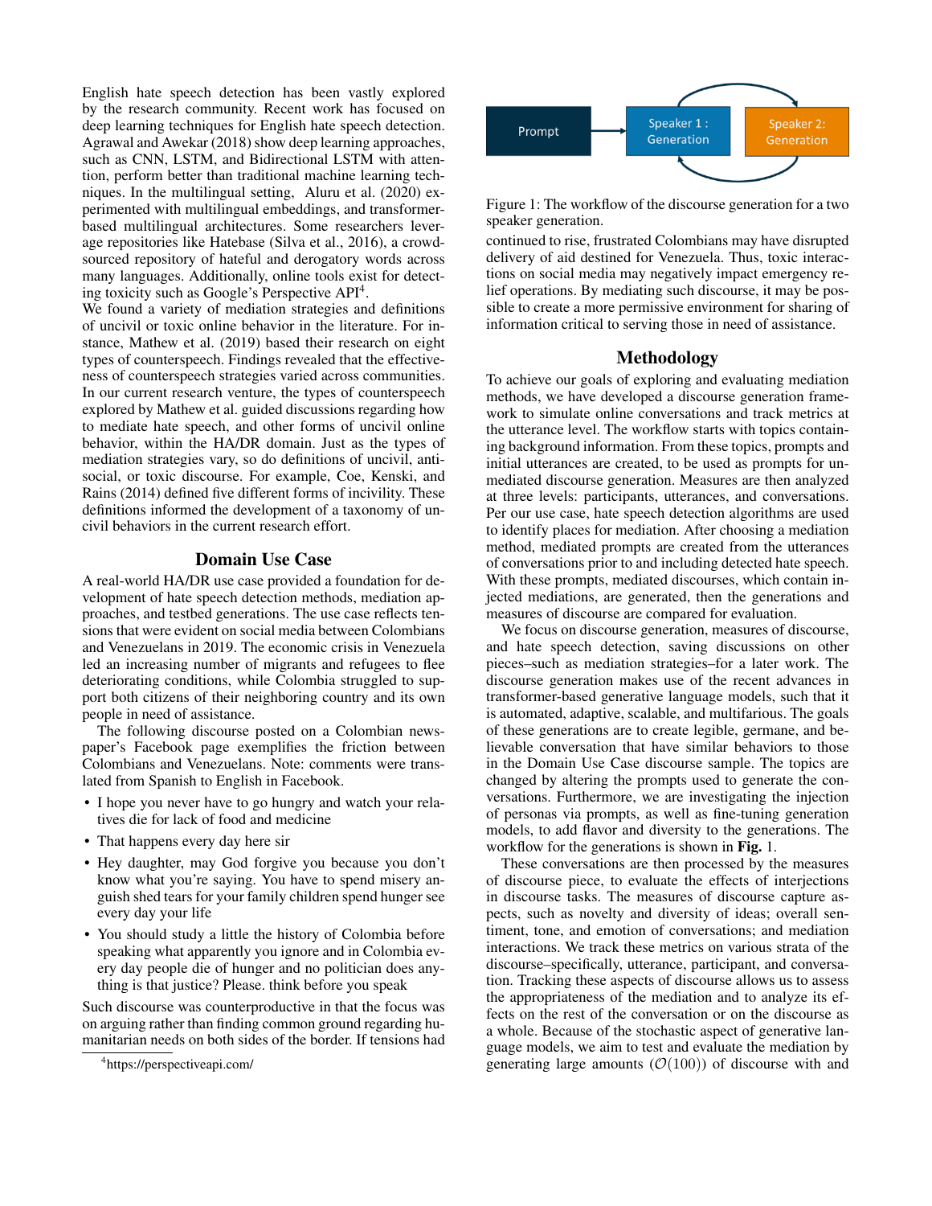English hate speech detection has been vastly explored by the research community. Recent work has focused on deep learning techniques for English hate speech detection. Agrawal and Awekar (2018) show deep learning approaches, such as CNN, LSTM, and Bidirectional LSTM with attention, perform better than traditional machine learning techniques. In the multilingual setting, Aluru et al. (2020) experimented with multilingual embeddings, and transformer-based multilingual architectures. Some researchers leverage repositories like Hatebase (Silva et al., 2016), a crowd-sourced repository of hateful and derogatory words across many languages. Additionally, online tools exist for detecting toxicity such as Google's Perspective API[4].

We found a variety of mediation strategies and definitions of uncivil or toxic online behavior in the literature. For instance, Mathew et al. (2019) based their research on eight types of counterspeech. Findings revealed that the effectiveness of counterspeech strategies varied across communities. In our current research venture, the types of counterspeech explored by Mathew et al. guided discussions regarding how to mediate hate speech, and other forms of uncivil online behavior, within the HA/DR domain. Just as the types of mediation strategies vary, so do definitions of uncivil, anti-social, or toxic discourse. For example, Coe, Kenski, and Rains (2014) defined five different forms of incivility. These definitions informed the development of a taxonomy of uncivil behaviors in the current research effort.

## Domain Use Case

A real-world HA/DR use case provided a foundation for development of hate speech detection methods, mediation approaches, and testbed generations. The use case reflects tensions that were evident on social media between Colombians and Venezuelans in 2019. The economic crisis in Venezuela led an increasing number of migrants and refugees to flee deteriorating conditions, while Colombia struggled to support both citizens of their neighboring country and its own people in need of assistance.

The following discourse posted on a Colombian newspaper's Facebook page exemplifies the friction between Colombians and Venezuelans. Note: comments were translated from Spanish to English in Facebook.

- I hope you never have to go hungry and watch your relatives die for lack of food and medicine
- That happens every day here sir
- Hey daughter, may God forgive you because you don't know what you're saying. You have to spend misery anguish shed tears for your family children spend hunger see every day your life
- You should study a little the history of Colombia before speaking what apparently you ignore and in Colombia every day people die of hunger and no politician does anything is that justice? Please. think before you speak

Such discourse was counterproductive in that the focus was on arguing rather than finding common ground regarding humanitarian needs on both sides of the border. If tensions had continued to rise, frustrated Colombians may have disrupted delivery of aid destined for Venezuela. Thus, toxic interactions on social media may negatively impact emergency relief operations. By mediating such discourse, it may be possible to create a more permissive environment for sharing of information critical to serving those in need of assistance.

[4]https://perspectiveapi.com/

Prompt → Speaker 1 : Generation ⇄ Speaker 2: Generation

Figure 1: The workflow of the discourse generation for a two speaker generation.

## Methodology

To achieve our goals of exploring and evaluating mediation methods, we have developed a discourse generation framework to simulate online conversations and track metrics at the utterance level. The workflow starts with topics containing background information. From these topics, prompts and initial utterances are created, to be used as prompts for unmediated discourse generation. Measures are then analyzed at three levels: participants, utterances, and conversations. Per our use case, hate speech detection algorithms are used to identify places for mediation. After choosing a mediation method, mediated prompts are created from the utterances of conversations prior to and including detected hate speech. With these prompts, mediated discourses, which contain injected mediations, are generated, then the generations and measures of discourse are compared for evaluation.

We focus on discourse generation, measures of discourse, and hate speech detection, saving discussions on other pieces–such as mediation strategies–for a later work. The discourse generation makes use of the recent advances in transformer-based generative language models, such that it is automated, adaptive, scalable, and multifarious. The goals of these generations are to create legible, germane, and believable conversation that have similar behaviors to those in the Domain Use Case discourse sample. The topics are changed by altering the prompts used to generate the conversations. Furthermore, we are investigating the injection of personas via prompts, as well as fine-tuning generation models, to add flavor and diversity to the generations. The workflow for the generations is shown in **Fig.** 1.

These conversations are then processed by the measures of discourse piece, to evaluate the effects of interjections in discourse tasks. The measures of discourse capture aspects, such as novelty and diversity of ideas; overall sentiment, tone, and emotion of conversations; and mediation interactions. We track these metrics on various strata of the discourse–specifically, utterance, participant, and conversation. Tracking these aspects of discourse allows us to assess the appropriateness of the mediation and to analyze its effects on the rest of the conversation or on the discourse as a whole. Because of the stochastic aspect of generative language models, we aim to test and evaluate the mediation by generating large amounts ($\mathcal{O}(100)$) of discourse with and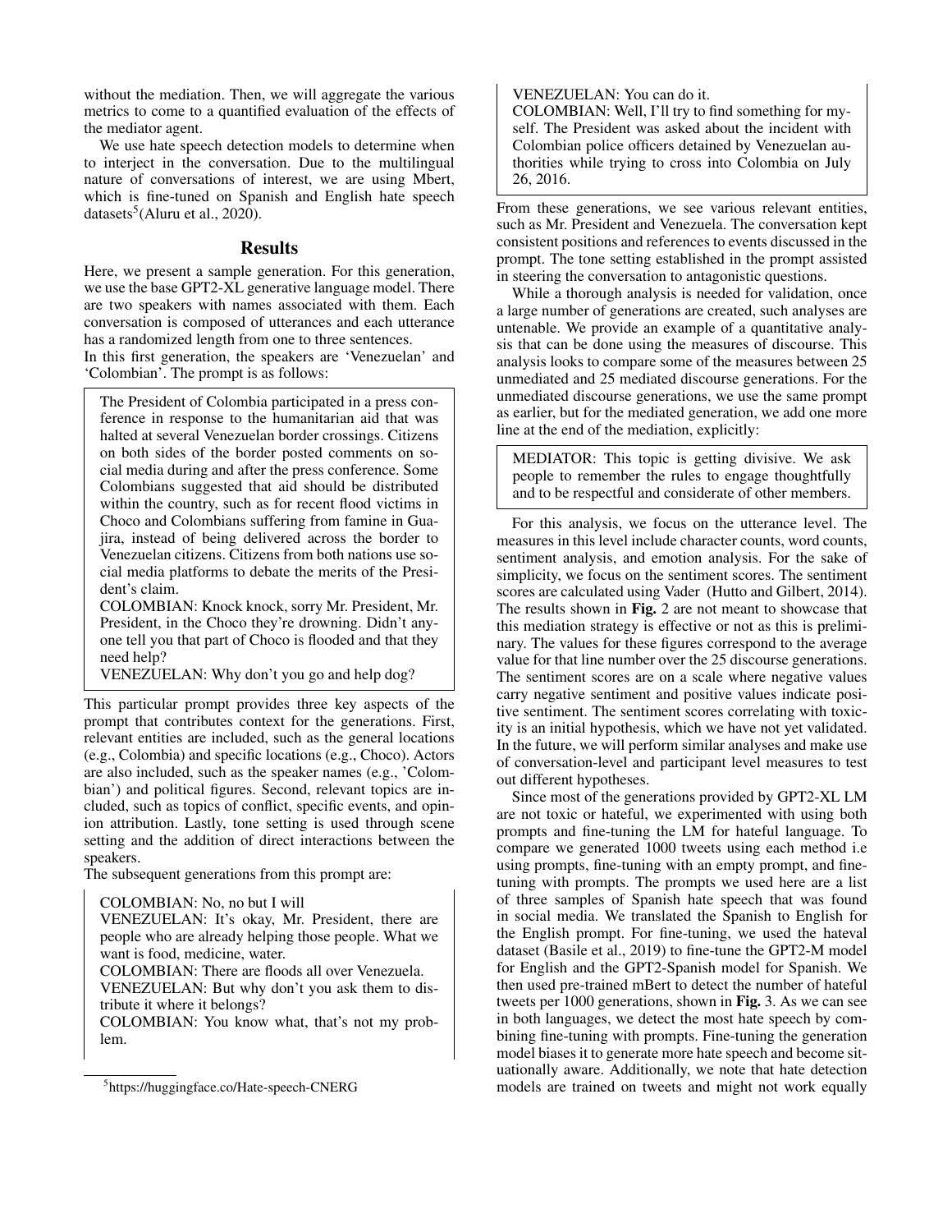without the mediation. Then, we will aggregate the various metrics to come to a quantified evaluation of the effects of the mediator agent.

We use hate speech detection models to determine when to interject in the conversation. Due to the multilingual nature of conversations of interest, we are using Mbert, which is fine-tuned on Spanish and English hate speech datasets[5] (Aluru et al., 2020).

## Results

Here, we present a sample generation. For this generation, we use the base GPT2-XL generative language model. There are two speakers with names associated with them. Each conversation is composed of utterances and each utterance has a randomized length from one to three sentences.

In this first generation, the speakers are 'Venezuelan' and 'Colombian'. The prompt is as follows:

> The President of Colombia participated in a press conference in response to the humanitarian aid that was halted at several Venezuelan border crossings. Citizens on both sides of the border posted comments on social media during and after the press conference. Some Colombians suggested that aid should be distributed within the country, such as for recent flood victims in Choco and Colombians suffering from famine in Guajira, instead of being delivered across the border to Venezuelan citizens. Citizens from both nations use social media platforms to debate the merits of the President's claim.
> COLOMBIAN: Knock knock, sorry Mr. President, Mr. President, in the Choco they're drowning. Didn't anyone tell you that part of Choco is flooded and that they need help?
> VENEZUELAN: Why don't you go and help dog?

This particular prompt provides three key aspects of the prompt that contributes context for the generations. First, relevant entities are included, such as the general locations (e.g., Colombia) and specific locations (e.g., Choco). Actors are also included, such as the speaker names (e.g., 'Colombian') and political figures. Second, relevant topics are included, such as topics of conflict, specific events, and opinion attribution. Lastly, tone setting is used through scene setting and the addition of direct interactions between the speakers.

The subsequent generations from this prompt are:

> COLOMBIAN: No, no but I will
> VENEZUELAN: It's okay, Mr. President, there are people who are already helping those people. What we want is food, medicine, water.
> COLOMBIAN: There are floods all over Venezuela.
> VENEZUELAN: But why don't you ask them to distribute it where it belongs?
> COLOMBIAN: You know what, that's not my problem.
> VENEZUELAN: You can do it.
> COLOMBIAN: Well, I'll try to find something for myself. The President was asked about the incident with Colombian police officers detained by Venezuelan authorities while trying to cross into Colombia on July 26, 2016.

From these generations, we see various relevant entities, such as Mr. President and Venezuela. The conversation kept consistent positions and references to events discussed in the prompt. The tone setting established in the prompt assisted in steering the conversation to antagonistic questions.

While a thorough analysis is needed for validation, once a large number of generations are created, such analyses are untenable. We provide an example of a quantitative analysis that can be done using the measures of discourse. This analysis looks to compare some of the measures between 25 unmediated and 25 mediated discourse generations. For the unmediated discourse generations, we use the same prompt as earlier, but for the mediated generation, we add one more line at the end of the mediation, explicitly:

> MEDIATOR: This topic is getting divisive. We ask people to remember the rules to engage thoughtfully and to be respectful and considerate of other members.

For this analysis, we focus on the utterance level. The measures in this level include character counts, word counts, sentiment analysis, and emotion analysis. For the sake of simplicity, we focus on the sentiment scores. The sentiment scores are calculated using Vader (Hutto and Gilbert, 2014). The results shown in **Fig.** 2 are not meant to showcase that this mediation strategy is effective or not as this is preliminary. The values for these figures correspond to the average value for that line number over the 25 discourse generations. The sentiment scores are on a scale where negative values carry negative sentiment and positive values indicate positive sentiment. The sentiment scores correlating with toxicity is an initial hypothesis, which we have not yet validated. In the future, we will perform similar analyses and make use of conversation-level and participant level measures to test out different hypotheses.

Since most of the generations provided by GPT2-XL LM are not toxic or hateful, we experimented with using both prompts and fine-tuning the LM for hateful language. To compare we generated 1000 tweets using each method i.e using prompts, fine-tuning with an empty prompt, and fine-tuning with prompts. The prompts we used here are a list of three samples of Spanish hate speech that was found in social media. We translated the Spanish to English for the English prompt. For fine-tuning, we used the hateval dataset (Basile et al., 2019) to fine-tune the GPT2-M model for English and the GPT2-Spanish model for Spanish. We then used pre-trained mBert to detect the number of hateful tweets per 1000 generations, shown in **Fig.** 3. As we can see in both languages, we detect the most hate speech by combining fine-tuning with prompts. Fine-tuning the generation model biases it to generate more hate speech and become situationally aware. Additionally, we note that hate detection models are trained on tweets and might not work equally

[5] https://huggingface.co/Hate-speech-CNERG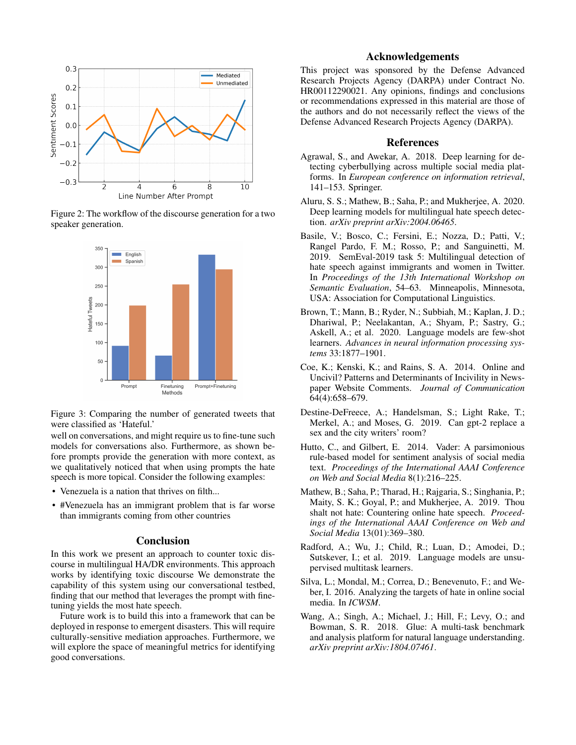Sentiment Scores

0.3
0.2
0.1
0.0
−0.1
−0.2
−0.3

2 4 6 8 10

Line Number After Prompt

Mediated
Unmediated

Figure 2: The workflow of the discourse generation for a two speaker generation.

Hateful Tweets

350
300
250
200
150
100
50
0

English
Spanish

Prompt
Finetuning Methods
Prompt+Finetuning

Figure 3: Comparing the number of generated tweets that were classified as 'Hateful.'

well on conversations, and might require us to fine-tune such models for conversations also. Furthermore, as shown before prompts provide the generation with more context, as we qualitatively noticed that when using prompts the hate speech is more topical. Consider the following examples:

- Venezuela is a nation that thrives on filth...
- #Venezuela has an immigrant problem that is far worse than immigrants coming from other countries

## Conclusion

In this work we present an approach to counter toxic discourse in multilingual HA/DR environments. This approach works by identifying toxic discourse We demonstrate the capability of this system using our conversational testbed, finding that our method that leverages the prompt with fine-tuning yields the most hate speech.

Future work is to build this into a framework that can be deployed in response to emergent disasters. This will require culturally-sensitive mediation approaches. Furthermore, we will explore the space of meaningful metrics for identifying good conversations.

## Acknowledgements

This project was sponsored by the Defense Advanced Research Projects Agency (DARPA) under Contract No. HR00112290021. Any opinions, findings and conclusions or recommendations expressed in this material are those of the authors and do not necessarily reflect the views of the Defense Advanced Research Projects Agency (DARPA).

## References

Agrawal, S., and Awekar, A. 2018. Deep learning for detecting cyberbullying across multiple social media platforms. In *European conference on information retrieval*, 141–153. Springer.

Aluru, S. S.; Mathew, B.; Saha, P.; and Mukherjee, A. 2020. Deep learning models for multilingual hate speech detection. *arXiv preprint arXiv:2004.06465*.

Basile, V.; Bosco, C.; Fersini, E.; Nozza, D.; Patti, V.; Rangel Pardo, F. M.; Rosso, P.; and Sanguinetti, M. 2019. SemEval-2019 task 5: Multilingual detection of hate speech against immigrants and women in Twitter. In *Proceedings of the 13th International Workshop on Semantic Evaluation*, 54–63. Minneapolis, Minnesota, USA: Association for Computational Linguistics.

Brown, T.; Mann, B.; Ryder, N.; Subbiah, M.; Kaplan, J. D.; Dhariwal, P.; Neelakantan, A.; Shyam, P.; Sastry, G.; Askell, A.; et al. 2020. Language models are few-shot learners. *Advances in neural information processing systems* 33:1877–1901.

Coe, K.; Kenski, K.; and Rains, S. A. 2014. Online and Uncivil? Patterns and Determinants of Incivility in Newspaper Website Comments. *Journal of Communication* 64(4):658–679.

Destine-DeFreece, A.; Handelsman, S.; Light Rake, T.; Merkel, A.; and Moses, G. 2019. Can gpt-2 replace a sex and the city writers' room?

Hutto, C., and Gilbert, E. 2014. Vader: A parsimonious rule-based model for sentiment analysis of social media text. *Proceedings of the International AAAI Conference on Web and Social Media* 8(1):216–225.

Mathew, B.; Saha, P.; Tharad, H.; Rajgaria, S.; Singhania, P.; Maity, S. K.; Goyal, P.; and Mukherjee, A. 2019. Thou shalt not hate: Countering online hate speech. *Proceedings of the International AAAI Conference on Web and Social Media* 13(01):369–380.

Radford, A.; Wu, J.; Child, R.; Luan, D.; Amodei, D.; Sutskever, I.; et al. 2019. Language models are unsupervised multitask learners.

Silva, L.; Mondal, M.; Correa, D.; Benevenuto, F.; and Weber, I. 2016. Analyzing the targets of hate in online social media. In *ICWSM*.

Wang, A.; Singh, A.; Michael, J.; Hill, F.; Levy, O.; and Bowman, S. R. 2018. Glue: A multi-task benchmark and analysis platform for natural language understanding. *arXiv preprint arXiv:1804.07461*.